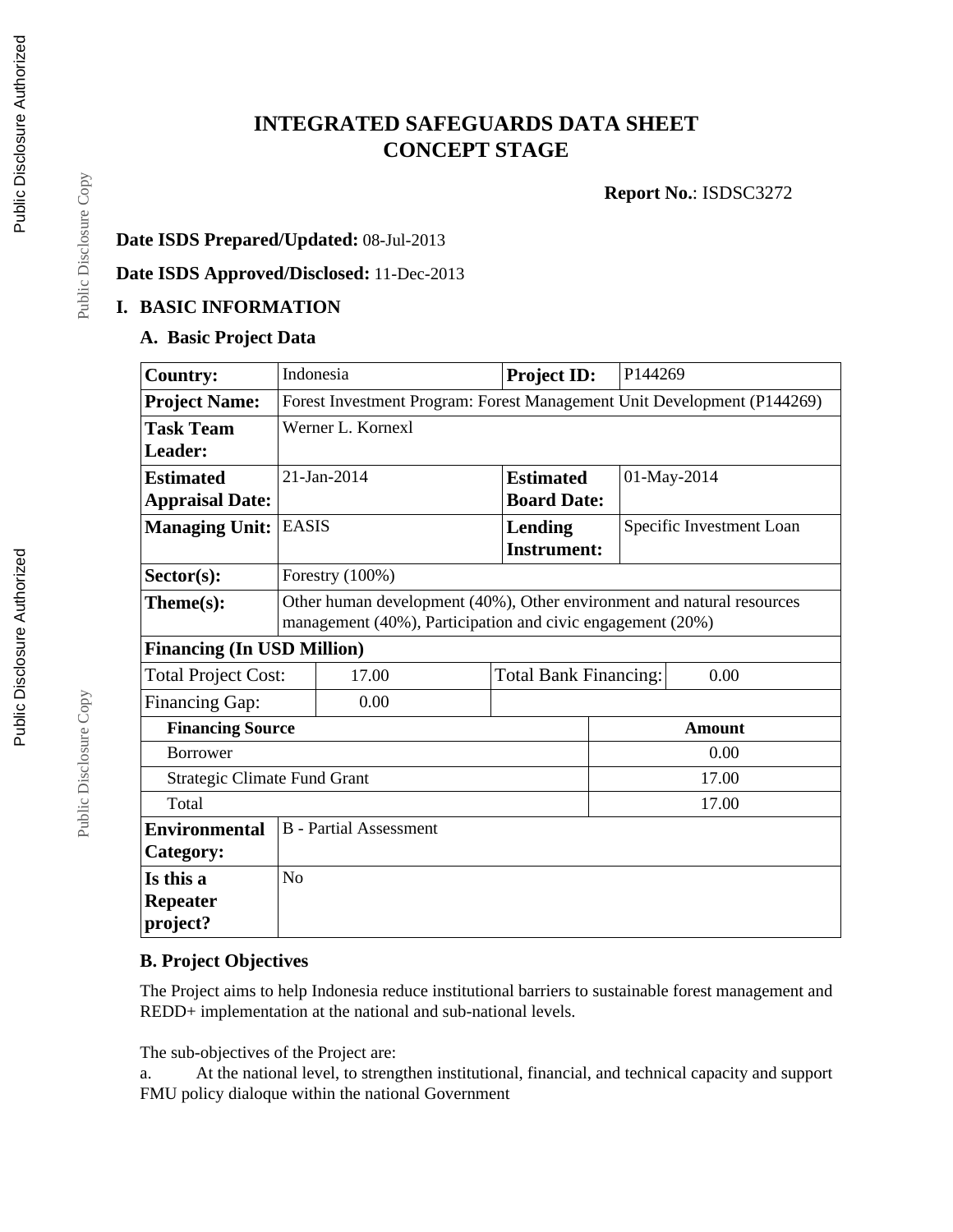# INTEGRATED SAFEGUARDS DATA SHEET
# CONCEPT STAGE

**Report No.**: ISDSC3272

**Date ISDS Prepared/Updated:** 08-Jul-2013

**Date ISDS Approved/Disclosed:** 11-Dec-2013

## I. BASIC INFORMATION

### A. Basic Project Data

| | | | |
|---|---|---|---|
| **Country:** | Indonesia | **Project ID:** | P144269 |
| **Project Name:** | Forest Investment Program: Forest Management Unit Development (P144269) | | |
| **Task Team Leader:** | Werner L. Kornexl | | |
| **Estimated Appraisal Date:** | 21-Jan-2014 | **Estimated Board Date:** | 01-May-2014 |
| **Managing Unit:** | EASIS | **Lending Instrument:** | Specific Investment Loan |
| **Sector(s):** | Forestry (100%) | | |
| **Theme(s):** | Other human development (40%), Other environment and natural resources management (40%), Participation and civic engagement (20%) | | |

**Financing (In USD Million)**

| | | | |
|---|---|---|---|
| Total Project Cost: | 17.00 | Total Bank Financing: | 0.00 |
| Financing Gap: | 0.00 | | |

| **Financing Source** | **Amount** |
|---|---|
| Borrower | 0.00 |
| Strategic Climate Fund Grant | 17.00 |
| Total | 17.00 |

| | |
|---|---|
| **Environmental Category:** | B - Partial Assessment |
| **Is this a Repeater project?** | No |

### B. Project Objectives

The Project aims to help Indonesia reduce institutional barriers to sustainable forest management and REDD+ implementation at the national and sub-national levels.

The sub-objectives of the Project are:

a. At the national level, to strengthen institutional, financial, and technical capacity and support FMU policy dialoque within the national Government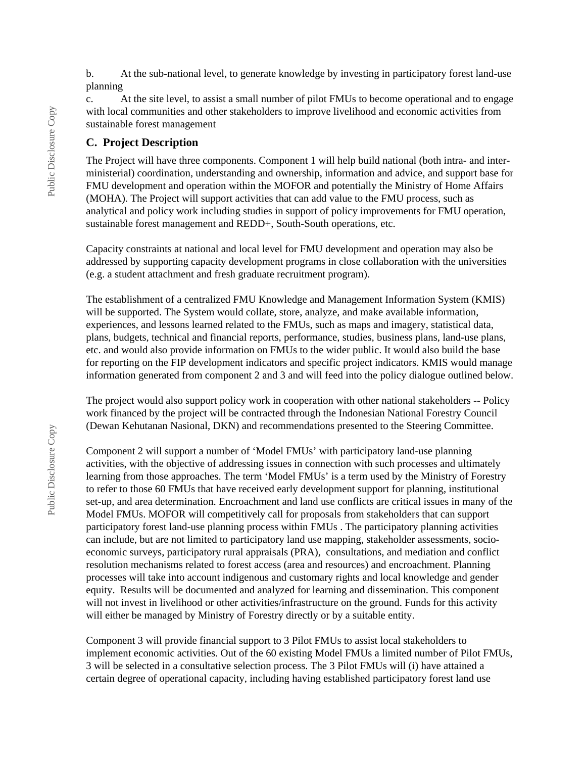b. At the sub-national level, to generate knowledge by investing in participatory forest land-use planning

c. At the site level, to assist a small number of pilot FMUs to become operational and to engage with local communities and other stakeholders to improve livelihood and economic activities from sustainable forest management

## C. Project Description

The Project will have three components. Component 1 will help build national (both intra- and inter-ministerial) coordination, understanding and ownership, information and advice, and support base for FMU development and operation within the MOFOR and potentially the Ministry of Home Affairs (MOHA). The Project will support activities that can add value to the FMU process, such as analytical and policy work including studies in support of policy improvements for FMU operation, sustainable forest management and REDD+, South-South operations, etc.

Capacity constraints at national and local level for FMU development and operation may also be addressed by supporting capacity development programs in close collaboration with the universities (e.g. a student attachment and fresh graduate recruitment program).

The establishment of a centralized FMU Knowledge and Management Information System (KMIS) will be supported. The System would collate, store, analyze, and make available information, experiences, and lessons learned related to the FMUs, such as maps and imagery, statistical data, plans, budgets, technical and financial reports, performance, studies, business plans, land-use plans, etc. and would also provide information on FMUs to the wider public. It would also build the base for reporting on the FIP development indicators and specific project indicators. KMIS would manage information generated from component 2 and 3 and will feed into the policy dialogue outlined below.

The project would also support policy work in cooperation with other national stakeholders -- Policy work financed by the project will be contracted through the Indonesian National Forestry Council (Dewan Kehutanan Nasional, DKN) and recommendations presented to the Steering Committee.

Component 2 will support a number of 'Model FMUs' with participatory land-use planning activities, with the objective of addressing issues in connection with such processes and ultimately learning from those approaches. The term 'Model FMUs' is a term used by the Ministry of Forestry to refer to those 60 FMUs that have received early development support for planning, institutional set-up, and area determination. Encroachment and land use conflicts are critical issues in many of the Model FMUs. MOFOR will competitively call for proposals from stakeholders that can support participatory forest land-use planning process within FMUs . The participatory planning activities can include, but are not limited to participatory land use mapping, stakeholder assessments, socio-economic surveys, participatory rural appraisals (PRA), consultations, and mediation and conflict resolution mechanisms related to forest access (area and resources) and encroachment. Planning processes will take into account indigenous and customary rights and local knowledge and gender equity. Results will be documented and analyzed for learning and dissemination. This component will not invest in livelihood or other activities/infrastructure on the ground. Funds for this activity will either be managed by Ministry of Forestry directly or by a suitable entity.

Component 3 will provide financial support to 3 Pilot FMUs to assist local stakeholders to implement economic activities. Out of the 60 existing Model FMUs a limited number of Pilot FMUs, 3 will be selected in a consultative selection process. The 3 Pilot FMUs will (i) have attained a certain degree of operational capacity, including having established participatory forest land use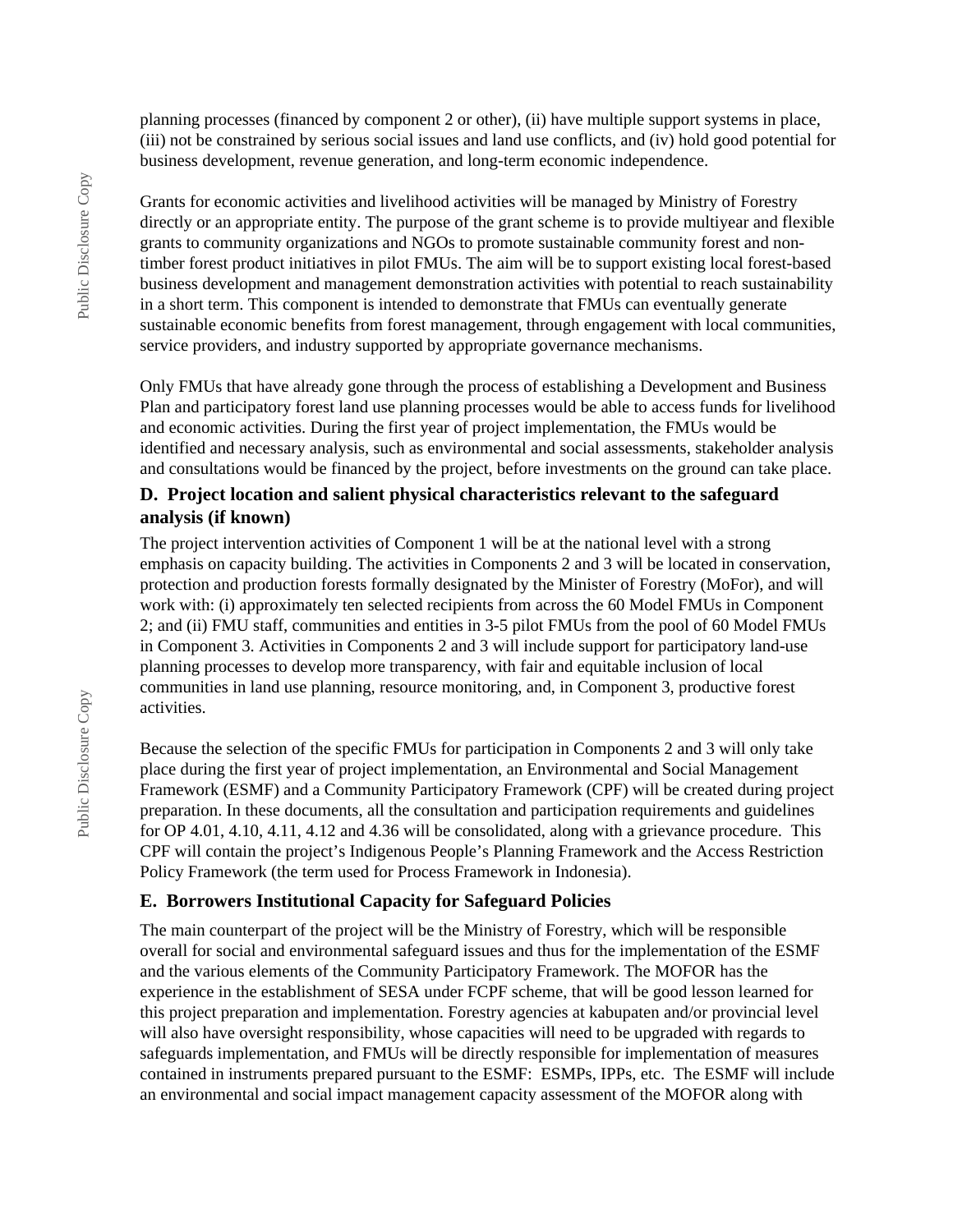planning processes (financed by component 2 or other), (ii) have multiple support systems in place, (iii) not be constrained by serious social issues and land use conflicts, and (iv) hold good potential for business development, revenue generation, and long-term economic independence.

Grants for economic activities and livelihood activities will be managed by Ministry of Forestry directly or an appropriate entity. The purpose of the grant scheme is to provide multiyear and flexible grants to community organizations and NGOs to promote sustainable community forest and non-timber forest product initiatives in pilot FMUs. The aim will be to support existing local forest-based business development and management demonstration activities with potential to reach sustainability in a short term. This component is intended to demonstrate that FMUs can eventually generate sustainable economic benefits from forest management, through engagement with local communities, service providers, and industry supported by appropriate governance mechanisms.

Only FMUs that have already gone through the process of establishing a Development and Business Plan and participatory forest land use planning processes would be able to access funds for livelihood and economic activities. During the first year of project implementation, the FMUs would be identified and necessary analysis, such as environmental and social assessments, stakeholder analysis and consultations would be financed by the project, before investments on the ground can take place.

### D. Project location and salient physical characteristics relevant to the safeguard analysis (if known)

The project intervention activities of Component 1 will be at the national level with a strong emphasis on capacity building. The activities in Components 2 and 3 will be located in conservation, protection and production forests formally designated by the Minister of Forestry (MoFor), and will work with: (i) approximately ten selected recipients from across the 60 Model FMUs in Component 2; and (ii) FMU staff, communities and entities in 3-5 pilot FMUs from the pool of 60 Model FMUs in Component 3. Activities in Components 2 and 3 will include support for participatory land-use planning processes to develop more transparency, with fair and equitable inclusion of local communities in land use planning, resource monitoring, and, in Component 3, productive forest activities.

Because the selection of the specific FMUs for participation in Components 2 and 3 will only take place during the first year of project implementation, an Environmental and Social Management Framework (ESMF) and a Community Participatory Framework (CPF) will be created during project preparation. In these documents, all the consultation and participation requirements and guidelines for OP 4.01, 4.10, 4.11, 4.12 and 4.36 will be consolidated, along with a grievance procedure. This CPF will contain the project's Indigenous People's Planning Framework and the Access Restriction Policy Framework (the term used for Process Framework in Indonesia).

### E. Borrowers Institutional Capacity for Safeguard Policies

The main counterpart of the project will be the Ministry of Forestry, which will be responsible overall for social and environmental safeguard issues and thus for the implementation of the ESMF and the various elements of the Community Participatory Framework. The MOFOR has the experience in the establishment of SESA under FCPF scheme, that will be good lesson learned for this project preparation and implementation. Forestry agencies at kabupaten and/or provincial level will also have oversight responsibility, whose capacities will need to be upgraded with regards to safeguards implementation, and FMUs will be directly responsible for implementation of measures contained in instruments prepared pursuant to the ESMF: ESMPs, IPPs, etc. The ESMF will include an environmental and social impact management capacity assessment of the MOFOR along with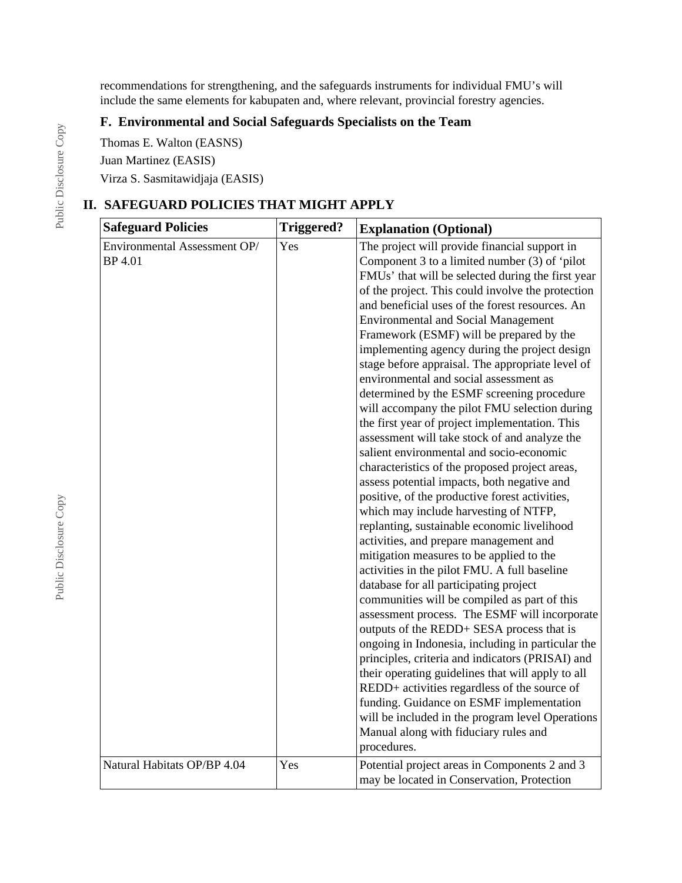recommendations for strengthening, and the safeguards instruments for individual FMU's will include the same elements for kabupaten and, where relevant, provincial forestry agencies.

### F. Environmental and Social Safeguards Specialists on the Team

Thomas E. Walton (EASNS)

Juan Martinez (EASIS)

Virza S. Sasmitawidjaja (EASIS)

## II. SAFEGUARD POLICIES THAT MIGHT APPLY

| Safeguard Policies | Triggered? | Explanation (Optional) |
|---|---|---|
| Environmental Assessment OP/ BP 4.01 | Yes | The project will provide financial support in Component 3 to a limited number (3) of 'pilot FMUs' that will be selected during the first year of the project. This could involve the protection and beneficial uses of the forest resources. An Environmental and Social Management Framework (ESMF) will be prepared by the implementing agency during the project design stage before appraisal. The appropriate level of environmental and social assessment as determined by the ESMF screening procedure will accompany the pilot FMU selection during the first year of project implementation. This assessment will take stock of and analyze the salient environmental and socio-economic characteristics of the proposed project areas, assess potential impacts, both negative and positive, of the productive forest activities, which may include harvesting of NTFP, replanting, sustainable economic livelihood activities, and prepare management and mitigation measures to be applied to the activities in the pilot FMU. A full baseline database for all participating project communities will be compiled as part of this assessment process. The ESMF will incorporate outputs of the REDD+ SESA process that is ongoing in Indonesia, including in particular the principles, criteria and indicators (PRISAI) and their operating guidelines that will apply to all REDD+ activities regardless of the source of funding. Guidance on ESMF implementation will be included in the program level Operations Manual along with fiduciary rules and procedures. |
| Natural Habitats OP/BP 4.04 | Yes | Potential project areas in Components 2 and 3 may be located in Conservation, Protection |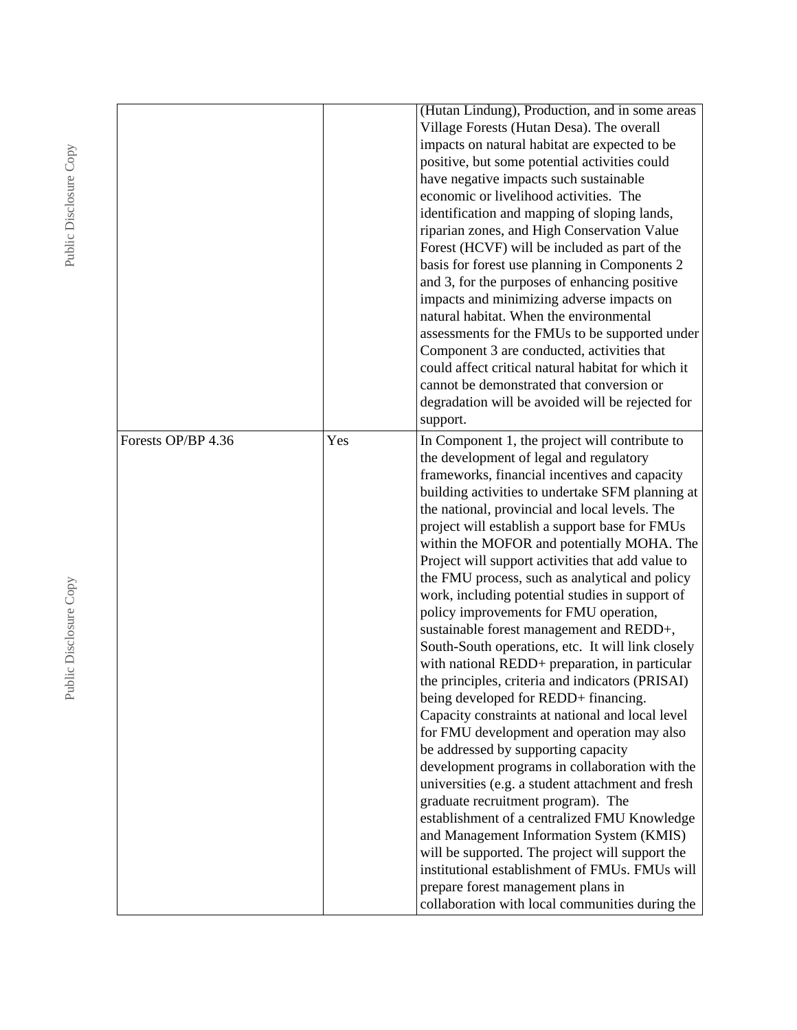| | | |
|---|---|---|
| | | (Hutan Lindung), Production, and in some areas Village Forests (Hutan Desa). The overall impacts on natural habitat are expected to be positive, but some potential activities could have negative impacts such sustainable economic or livelihood activities. The identification and mapping of sloping lands, riparian zones, and High Conservation Value Forest (HCVF) will be included as part of the basis for forest use planning in Components 2 and 3, for the purposes of enhancing positive impacts and minimizing adverse impacts on natural habitat. When the environmental assessments for the FMUs to be supported under Component 3 are conducted, activities that could affect critical natural habitat for which it cannot be demonstrated that conversion or degradation will be avoided will be rejected for support. |
| Forests OP/BP 4.36 | Yes | In Component 1, the project will contribute to the development of legal and regulatory frameworks, financial incentives and capacity building activities to undertake SFM planning at the national, provincial and local levels. The project will establish a support base for FMUs within the MOFOR and potentially MOHA. The Project will support activities that add value to the FMU process, such as analytical and policy work, including potential studies in support of policy improvements for FMU operation, sustainable forest management and REDD+, South-South operations, etc. It will link closely with national REDD+ preparation, in particular the principles, criteria and indicators (PRISAI) being developed for REDD+ financing. Capacity constraints at national and local level for FMU development and operation may also be addressed by supporting capacity development programs in collaboration with the universities (e.g. a student attachment and fresh graduate recruitment program). The establishment of a centralized FMU Knowledge and Management Information System (KMIS) will be supported. The project will support the institutional establishment of FMUs. FMUs will prepare forest management plans in collaboration with local communities during the |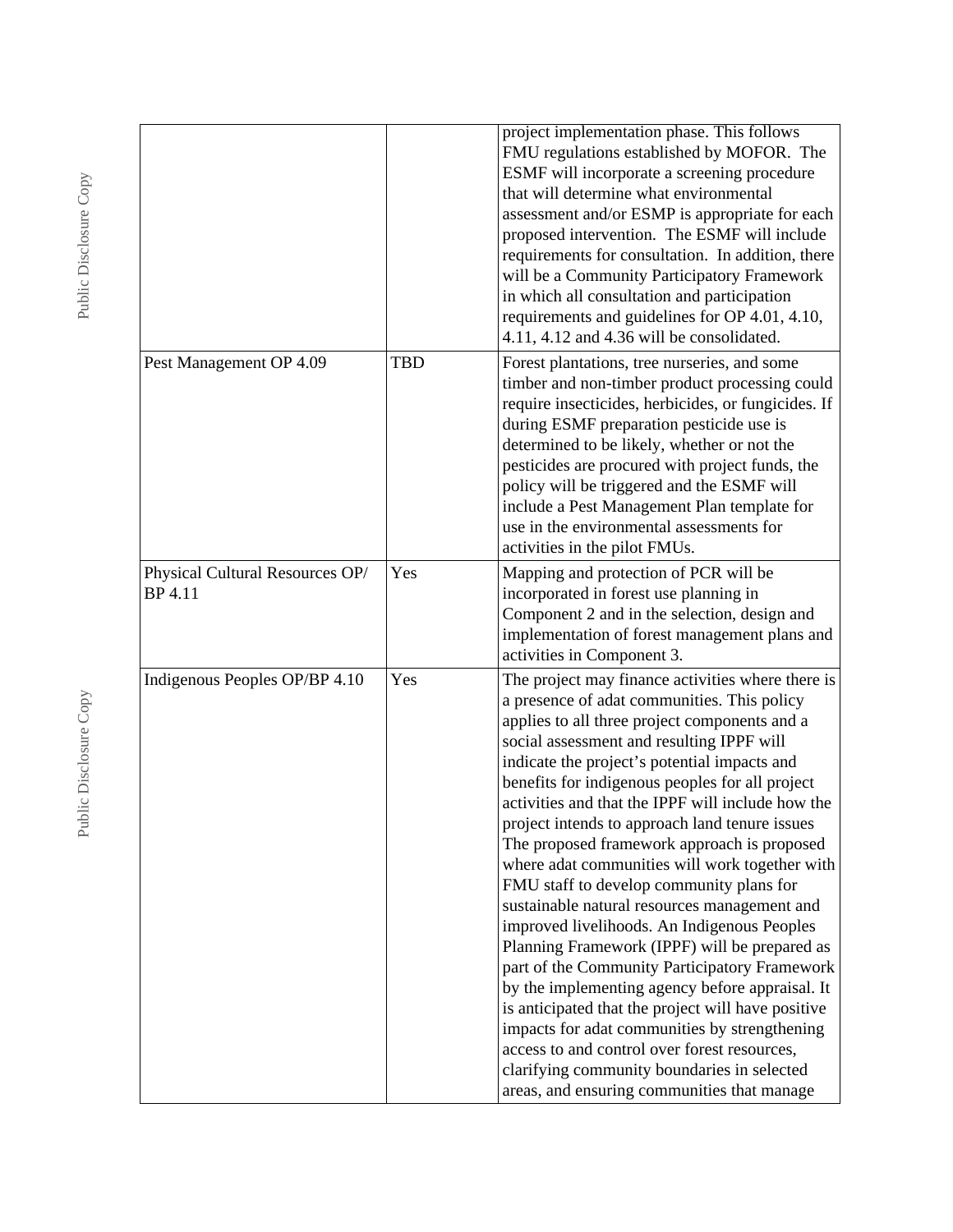| | | |
|---|---|---|
| | | project implementation phase. This follows FMU regulations established by MOFOR. The ESMF will incorporate a screening procedure that will determine what environmental assessment and/or ESMP is appropriate for each proposed intervention. The ESMF will include requirements for consultation. In addition, there will be a Community Participatory Framework in which all consultation and participation requirements and guidelines for OP 4.01, 4.10, 4.11, 4.12 and 4.36 will be consolidated. |
| Pest Management OP 4.09 | TBD | Forest plantations, tree nurseries, and some timber and non-timber product processing could require insecticides, herbicides, or fungicides. If during ESMF preparation pesticide use is determined to be likely, whether or not the pesticides are procured with project funds, the policy will be triggered and the ESMF will include a Pest Management Plan template for use in the environmental assessments for activities in the pilot FMUs. |
| Physical Cultural Resources OP/ BP 4.11 | Yes | Mapping and protection of PCR will be incorporated in forest use planning in Component 2 and in the selection, design and implementation of forest management plans and activities in Component 3. |
| Indigenous Peoples OP/BP 4.10 | Yes | The project may finance activities where there is a presence of adat communities. This policy applies to all three project components and a social assessment and resulting IPPF will indicate the project's potential impacts and benefits for indigenous peoples for all project activities and that the IPPF will include how the project intends to approach land tenure issues The proposed framework approach is proposed where adat communities will work together with FMU staff to develop community plans for sustainable natural resources management and improved livelihoods. An Indigenous Peoples Planning Framework (IPPF) will be prepared as part of the Community Participatory Framework by the implementing agency before appraisal. It is anticipated that the project will have positive impacts for adat communities by strengthening access to and control over forest resources, clarifying community boundaries in selected areas, and ensuring communities that manage |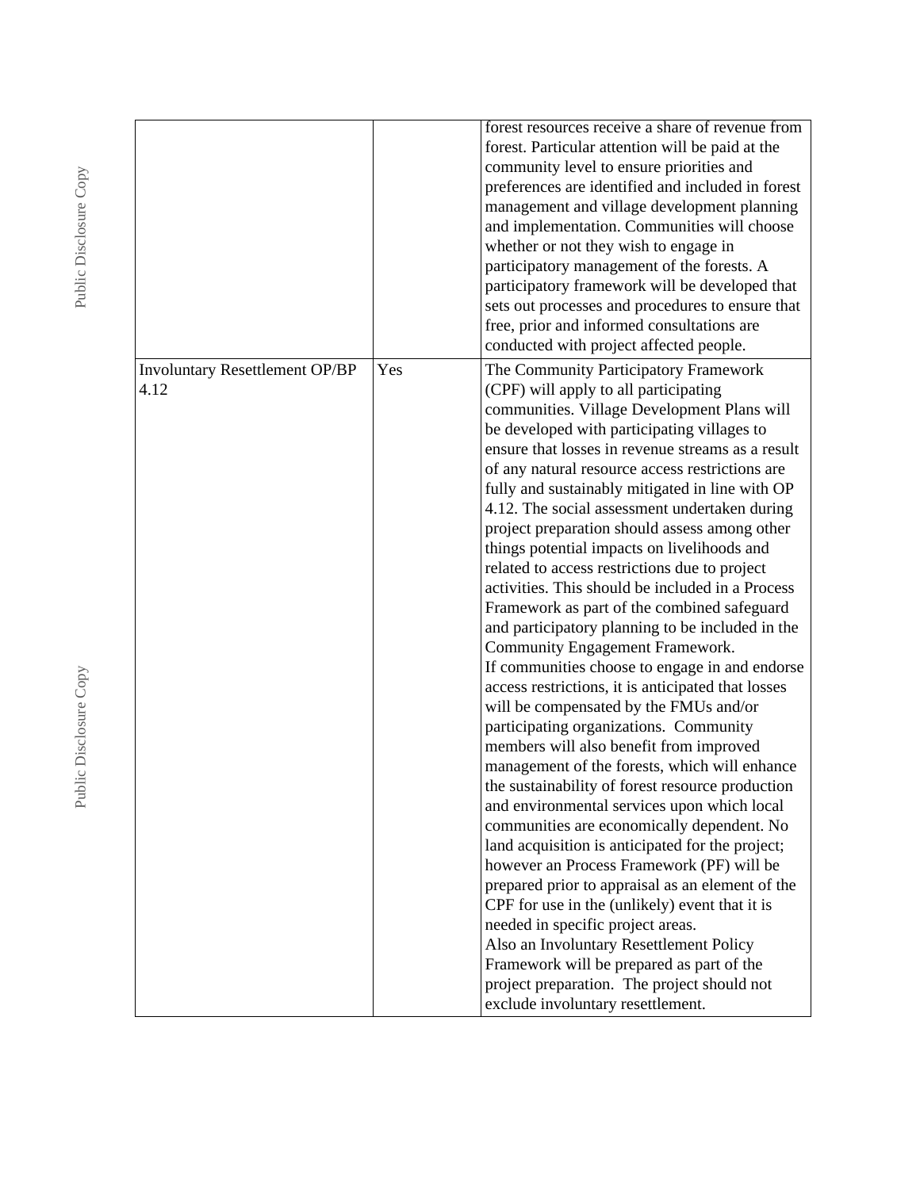| | | |
|---|---|---|
| | | forest resources receive a share of revenue from forest. Particular attention will be paid at the community level to ensure priorities and preferences are identified and included in forest management and village development planning and implementation. Communities will choose whether or not they wish to engage in participatory management of the forests. A participatory framework will be developed that sets out processes and procedures to ensure that free, prior and informed consultations are conducted with project affected people. |
| Involuntary Resettlement OP/BP 4.12 | Yes | The Community Participatory Framework (CPF) will apply to all participating communities. Village Development Plans will be developed with participating villages to ensure that losses in revenue streams as a result of any natural resource access restrictions are fully and sustainably mitigated in line with OP 4.12. The social assessment undertaken during project preparation should assess among other things potential impacts on livelihoods and related to access restrictions due to project activities. This should be included in a Process Framework as part of the combined safeguard and participatory planning to be included in the Community Engagement Framework.<br>If communities choose to engage in and endorse access restrictions, it is anticipated that losses will be compensated by the FMUs and/or participating organizations. Community members will also benefit from improved management of the forests, which will enhance the sustainability of forest resource production and environmental services upon which local communities are economically dependent. No land acquisition is anticipated for the project; however an Process Framework (PF) will be prepared prior to appraisal as an element of the CPF for use in the (unlikely) event that it is needed in specific project areas.<br>Also an Involuntary Resettlement Policy Framework will be prepared as part of the project preparation. The project should not exclude involuntary resettlement. |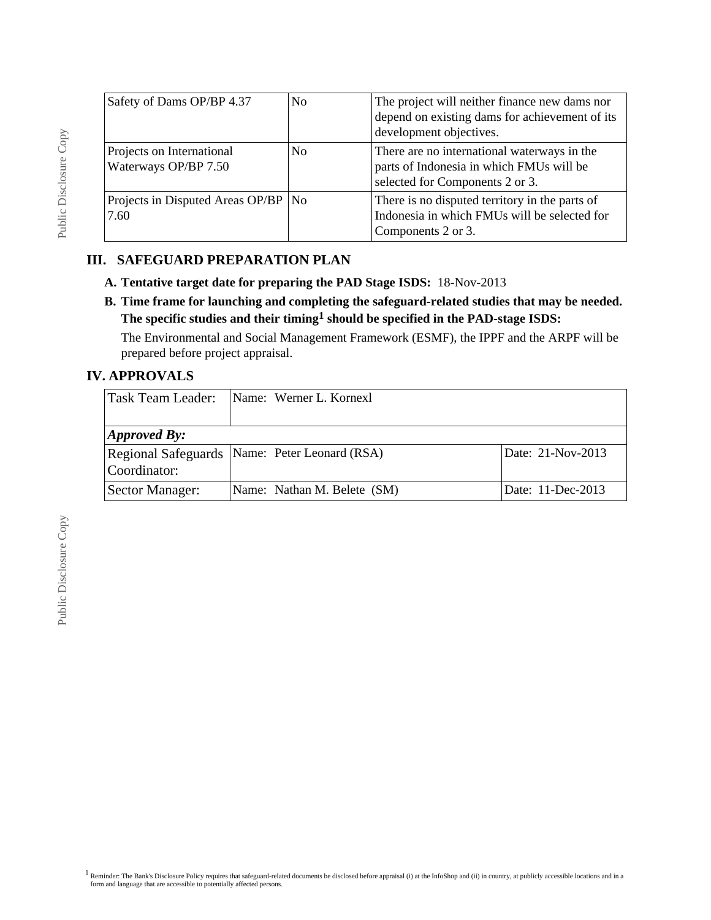| | | |
|---|---|---|
| Safety of Dams OP/BP 4.37 | No | The project will neither finance new dams nor depend on existing dams for achievement of its development objectives. |
| Projects on International Waterways OP/BP 7.50 | No | There are no international waterways in the parts of Indonesia in which FMUs will be selected for Components 2 or 3. |
| Projects in Disputed Areas OP/BP 7.60 | No | There is no disputed territory in the parts of Indonesia in which FMUs will be selected for Components 2 or 3. |

## III. SAFEGUARD PREPARATION PLAN

**A. Tentative target date for preparing the PAD Stage ISDS:** 18-Nov-2013

**B. Time frame for launching and completing the safeguard-related studies that may be needed. The specific studies and their timing[1] should be specified in the PAD-stage ISDS:**

The Environmental and Social Management Framework (ESMF), the IPPF and the ARPF will be prepared before project appraisal.

## IV. APPROVALS

| | | |
|---|---|---|
| Task Team Leader: | Name: Werner L. Kornexl | |
| ***Approved By:*** | | |
| Regional Safeguards Coordinator: | Name: Peter Leonard (RSA) | Date: 21-Nov-2013 |
| Sector Manager: | Name: Nathan M. Belete (SM) | Date: 11-Dec-2013 |

[1] Reminder: The Bank's Disclosure Policy requires that safeguard-related documents be disclosed before appraisal (i) at the InfoShop and (ii) in country, at publicly accessible locations and in a form and language that are accessible to potentially affected persons.